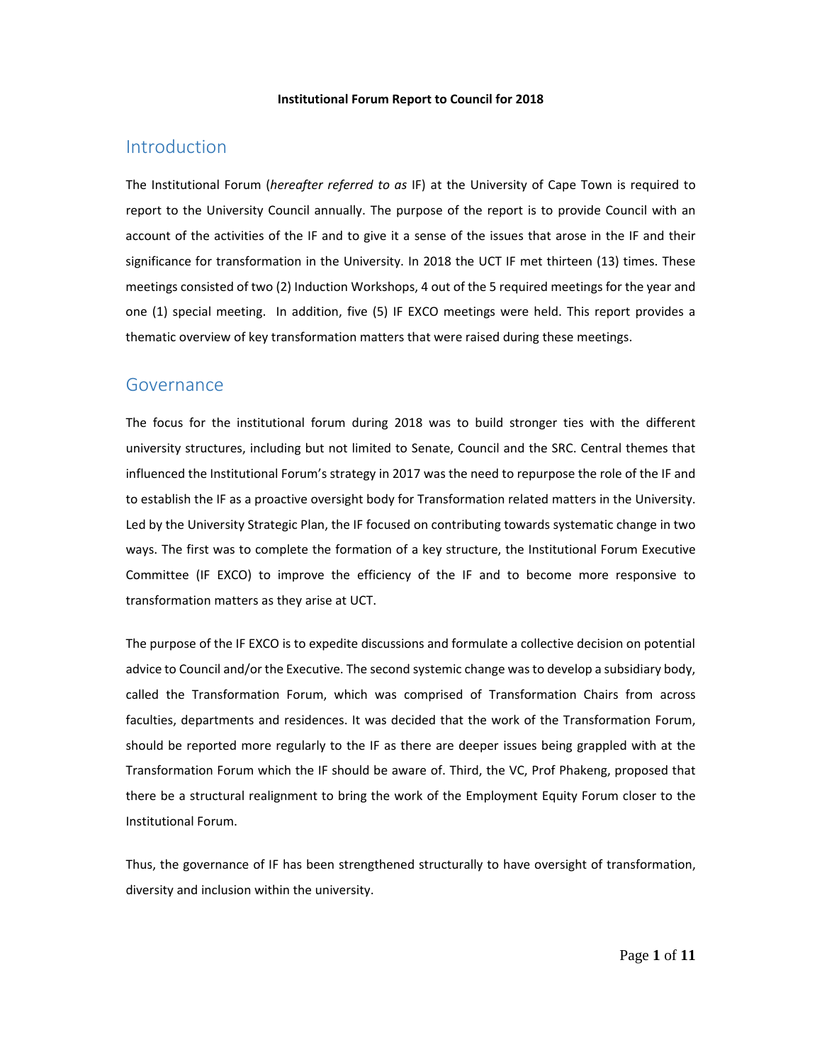**Institutional Forum Report to Council for 2018**

## Introduction

The Institutional Forum (*hereafter referred to as* IF) at the University of Cape Town is required to report to the University Council annually. The purpose of the report is to provide Council with an account of the activities of the IF and to give it a sense of the issues that arose in the IF and their significance for transformation in the University. In 2018 the UCT IF met thirteen (13) times. These meetings consisted of two (2) Induction Workshops, 4 out of the 5 required meetings for the year and one (1) special meeting. In addition, five (5) IF EXCO meetings were held. This report provides a thematic overview of key transformation matters that were raised during these meetings.

## Governance

The focus for the institutional forum during 2018 was to build stronger ties with the different university structures, including but not limited to Senate, Council and the SRC. Central themes that influenced the Institutional Forum's strategy in 2017 was the need to repurpose the role of the IF and to establish the IF as a proactive oversight body for Transformation related matters in the University. Led by the University Strategic Plan, the IF focused on contributing towards systematic change in two ways. The first was to complete the formation of a key structure, the Institutional Forum Executive Committee (IF EXCO) to improve the efficiency of the IF and to become more responsive to transformation matters as they arise at UCT.

The purpose of the IF EXCO is to expedite discussions and formulate a collective decision on potential advice to Council and/or the Executive. The second systemic change was to develop a subsidiary body, called the Transformation Forum, which was comprised of Transformation Chairs from across faculties, departments and residences. It was decided that the work of the Transformation Forum, should be reported more regularly to the IF as there are deeper issues being grappled with at the Transformation Forum which the IF should be aware of. Third, the VC, Prof Phakeng, proposed that there be a structural realignment to bring the work of the Employment Equity Forum closer to the Institutional Forum.

Thus, the governance of IF has been strengthened structurally to have oversight of transformation, diversity and inclusion within the university.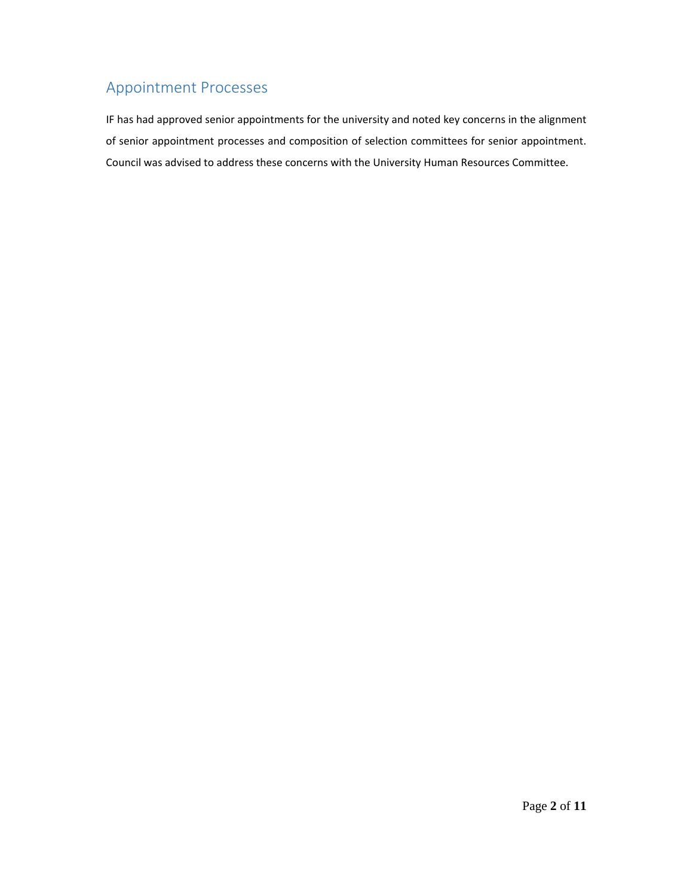## Appointment Processes

IF has had approved senior appointments for the university and noted key concerns in the alignment of senior appointment processes and composition of selection committees for senior appointment. Council was advised to address these concerns with the University Human Resources Committee.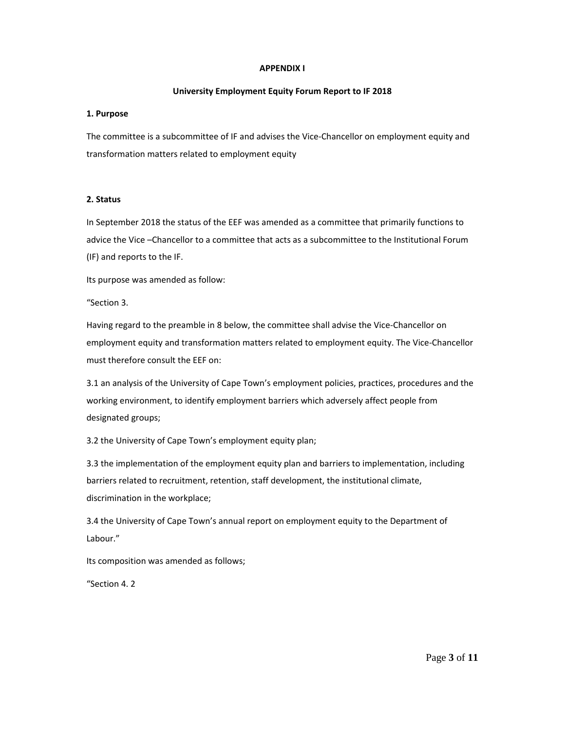**APPENDIX I**

**University Employment Equity Forum Report to IF 2018**

**1. Purpose**

The committee is a subcommittee of IF and advises the Vice-Chancellor on employment equity and transformation matters related to employment equity

**2. Status**

In September 2018 the status of the EEF was amended as a committee that primarily functions to advice the Vice –Chancellor to a committee that acts as a subcommittee to the Institutional Forum (IF) and reports to the IF.

Its purpose was amended as follow:

"Section 3.

Having regard to the preamble in 8 below, the committee shall advise the Vice-Chancellor on employment equity and transformation matters related to employment equity. The Vice-Chancellor must therefore consult the EEF on:

3.1 an analysis of the University of Cape Town's employment policies, practices, procedures and the working environment, to identify employment barriers which adversely affect people from designated groups;

3.2 the University of Cape Town's employment equity plan;

3.3 the implementation of the employment equity plan and barriers to implementation, including barriers related to recruitment, retention, staff development, the institutional climate, discrimination in the workplace;

3.4 the University of Cape Town's annual report on employment equity to the Department of Labour."

Its composition was amended as follows;

"Section 4. 2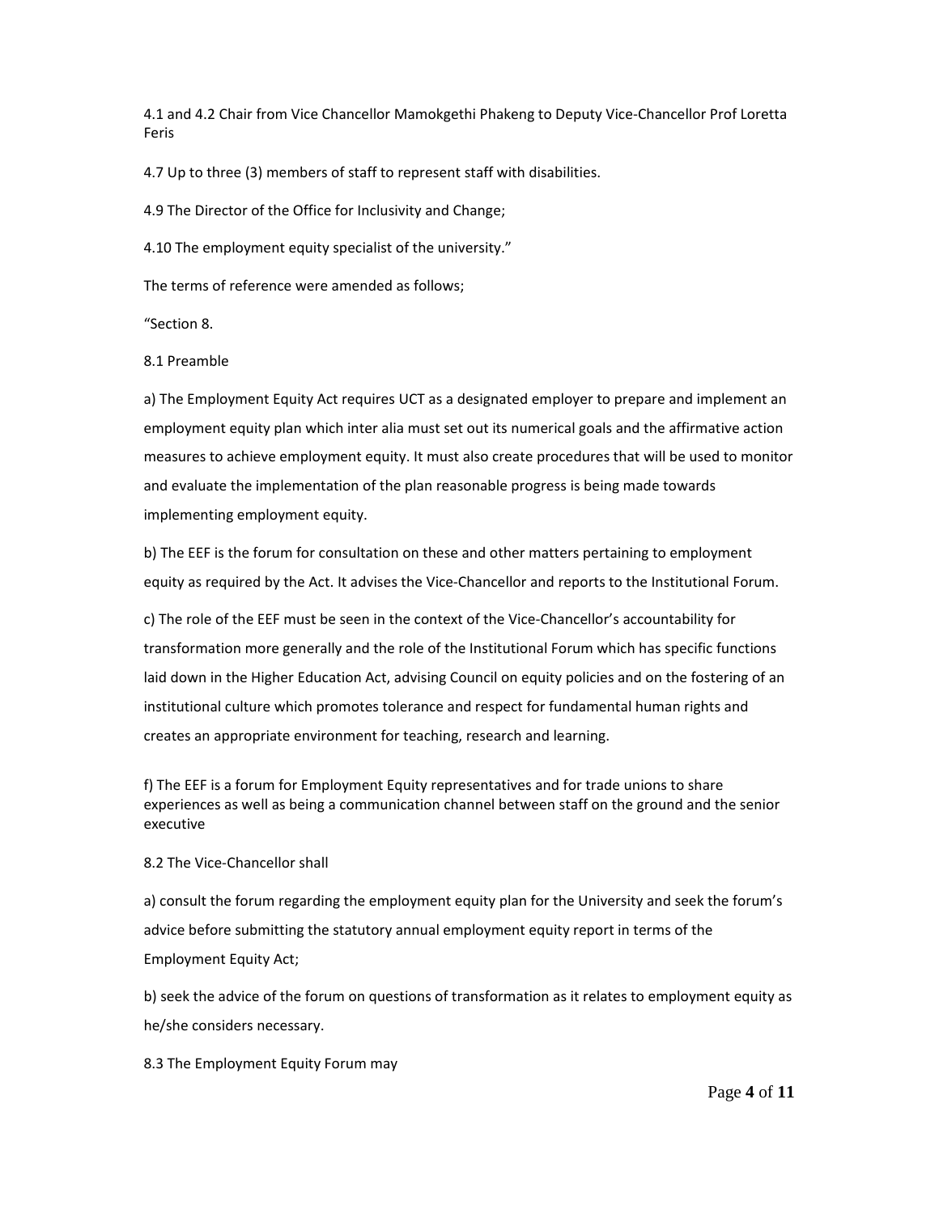4.1 and 4.2 Chair from Vice Chancellor Mamokgethi Phakeng to Deputy Vice-Chancellor Prof Loretta Feris

4.7 Up to three (3) members of staff to represent staff with disabilities.

4.9 The Director of the Office for Inclusivity and Change;

4.10 The employment equity specialist of the university."

The terms of reference were amended as follows;

"Section 8.

8.1 Preamble

a) The Employment Equity Act requires UCT as a designated employer to prepare and implement an employment equity plan which inter alia must set out its numerical goals and the affirmative action measures to achieve employment equity. It must also create procedures that will be used to monitor and evaluate the implementation of the plan reasonable progress is being made towards implementing employment equity.

b) The EEF is the forum for consultation on these and other matters pertaining to employment equity as required by the Act. It advises the Vice-Chancellor and reports to the Institutional Forum.

c) The role of the EEF must be seen in the context of the Vice-Chancellor's accountability for transformation more generally and the role of the Institutional Forum which has specific functions laid down in the Higher Education Act, advising Council on equity policies and on the fostering of an institutional culture which promotes tolerance and respect for fundamental human rights and creates an appropriate environment for teaching, research and learning.

f) The EEF is a forum for Employment Equity representatives and for trade unions to share experiences as well as being a communication channel between staff on the ground and the senior executive

8.2 The Vice-Chancellor shall

a) consult the forum regarding the employment equity plan for the University and seek the forum's advice before submitting the statutory annual employment equity report in terms of the Employment Equity Act;

b) seek the advice of the forum on questions of transformation as it relates to employment equity as he/she considers necessary.

8.3 The Employment Equity Forum may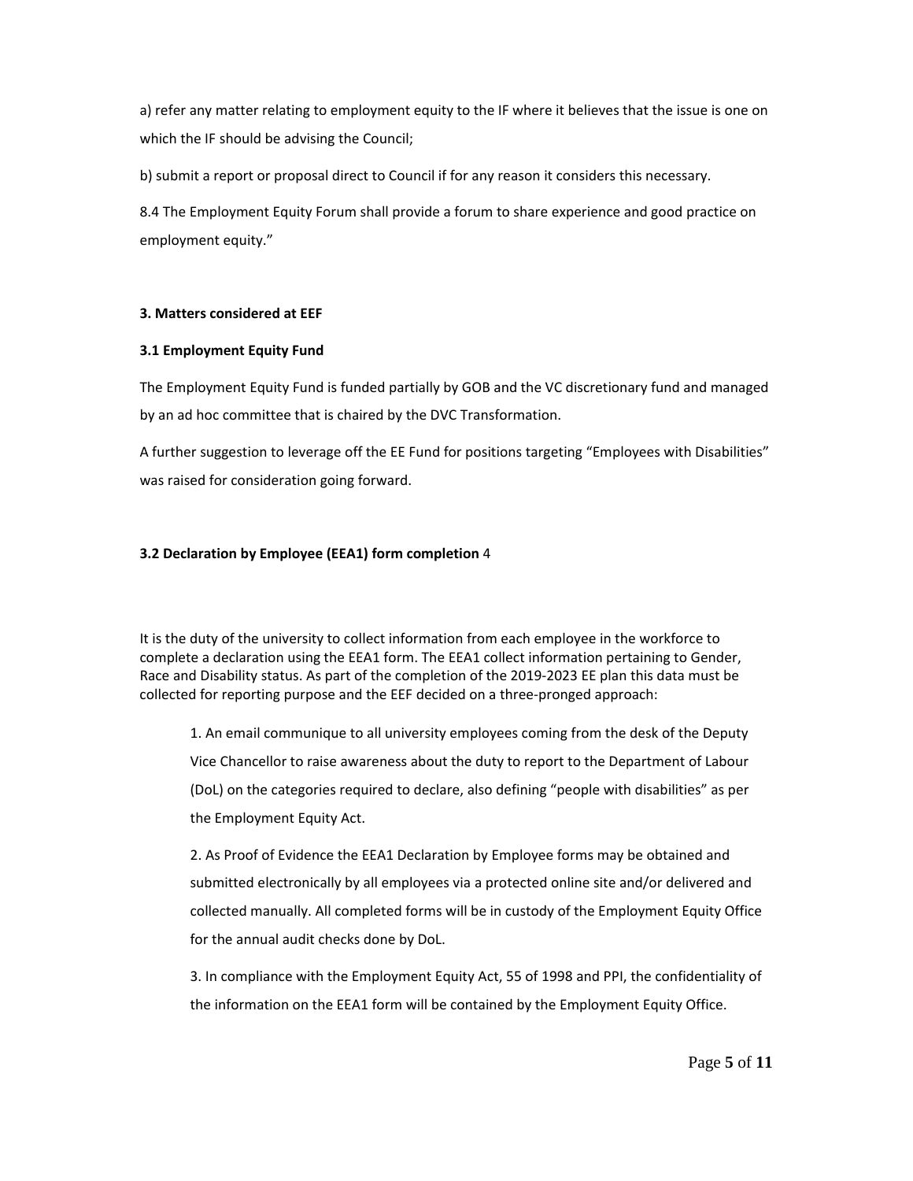a) refer any matter relating to employment equity to the IF where it believes that the issue is one on which the IF should be advising the Council;

b) submit a report or proposal direct to Council if for any reason it considers this necessary.

8.4 The Employment Equity Forum shall provide a forum to share experience and good practice on employment equity."

**3. Matters considered at EEF**

**3.1 Employment Equity Fund**

The Employment Equity Fund is funded partially by GOB and the VC discretionary fund and managed by an ad hoc committee that is chaired by the DVC Transformation.

A further suggestion to leverage off the EE Fund for positions targeting "Employees with Disabilities" was raised for consideration going forward.

**3.2 Declaration by Employee (EEA1) form completion** 4

It is the duty of the university to collect information from each employee in the workforce to complete a declaration using the EEA1 form. The EEA1 collect information pertaining to Gender, Race and Disability status. As part of the completion of the 2019-2023 EE plan this data must be collected for reporting purpose and the EEF decided on a three-pronged approach:

1. An email communique to all university employees coming from the desk of the Deputy Vice Chancellor to raise awareness about the duty to report to the Department of Labour (DoL) on the categories required to declare, also defining "people with disabilities" as per the Employment Equity Act.

2. As Proof of Evidence the EEA1 Declaration by Employee forms may be obtained and submitted electronically by all employees via a protected online site and/or delivered and collected manually. All completed forms will be in custody of the Employment Equity Office for the annual audit checks done by DoL.

3. In compliance with the Employment Equity Act, 55 of 1998 and PPI, the confidentiality of the information on the EEA1 form will be contained by the Employment Equity Office.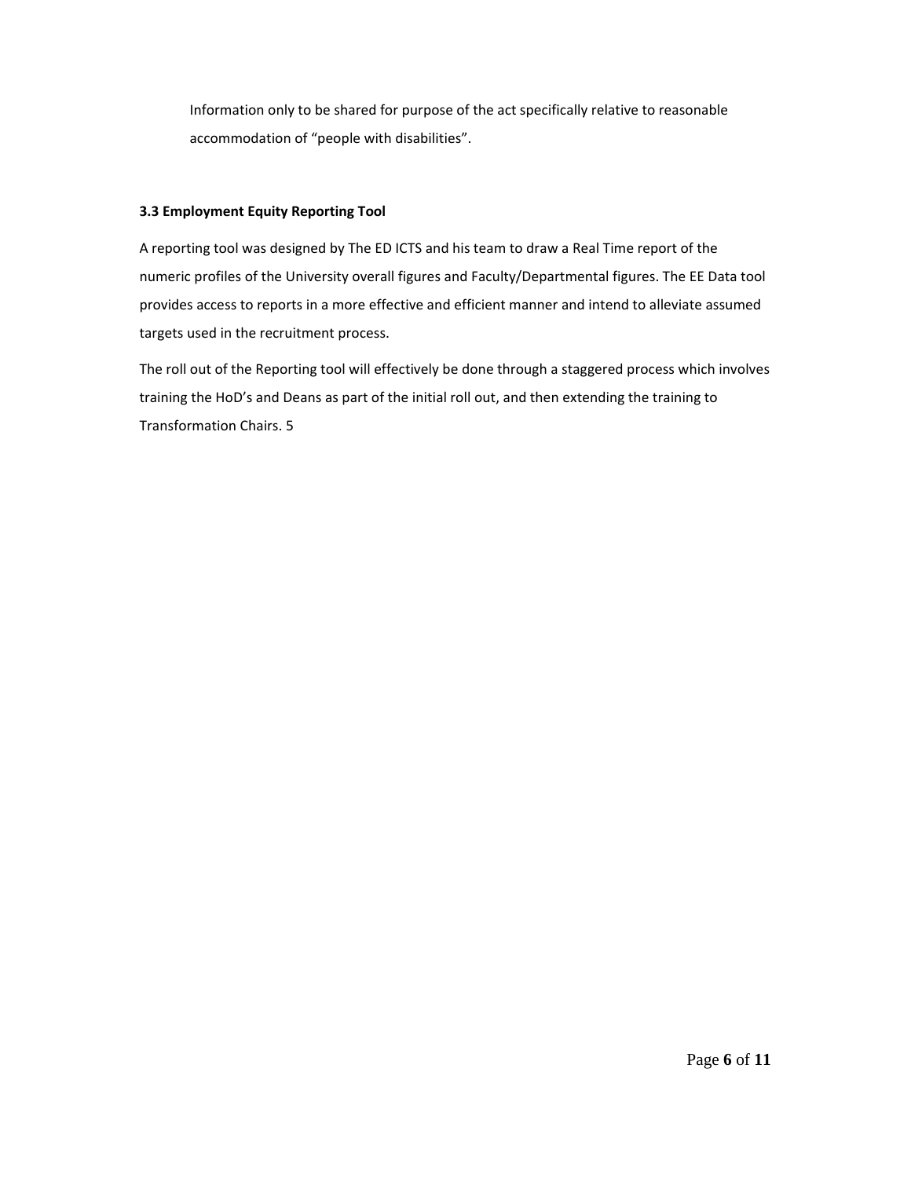Information only to be shared for purpose of the act specifically relative to reasonable accommodation of "people with disabilities".

**3.3 Employment Equity Reporting Tool**

A reporting tool was designed by The ED ICTS and his team to draw a Real Time report of the numeric profiles of the University overall figures and Faculty/Departmental figures. The EE Data tool provides access to reports in a more effective and efficient manner and intend to alleviate assumed targets used in the recruitment process.

The roll out of the Reporting tool will effectively be done through a staggered process which involves training the HoD's and Deans as part of the initial roll out, and then extending the training to Transformation Chairs. 5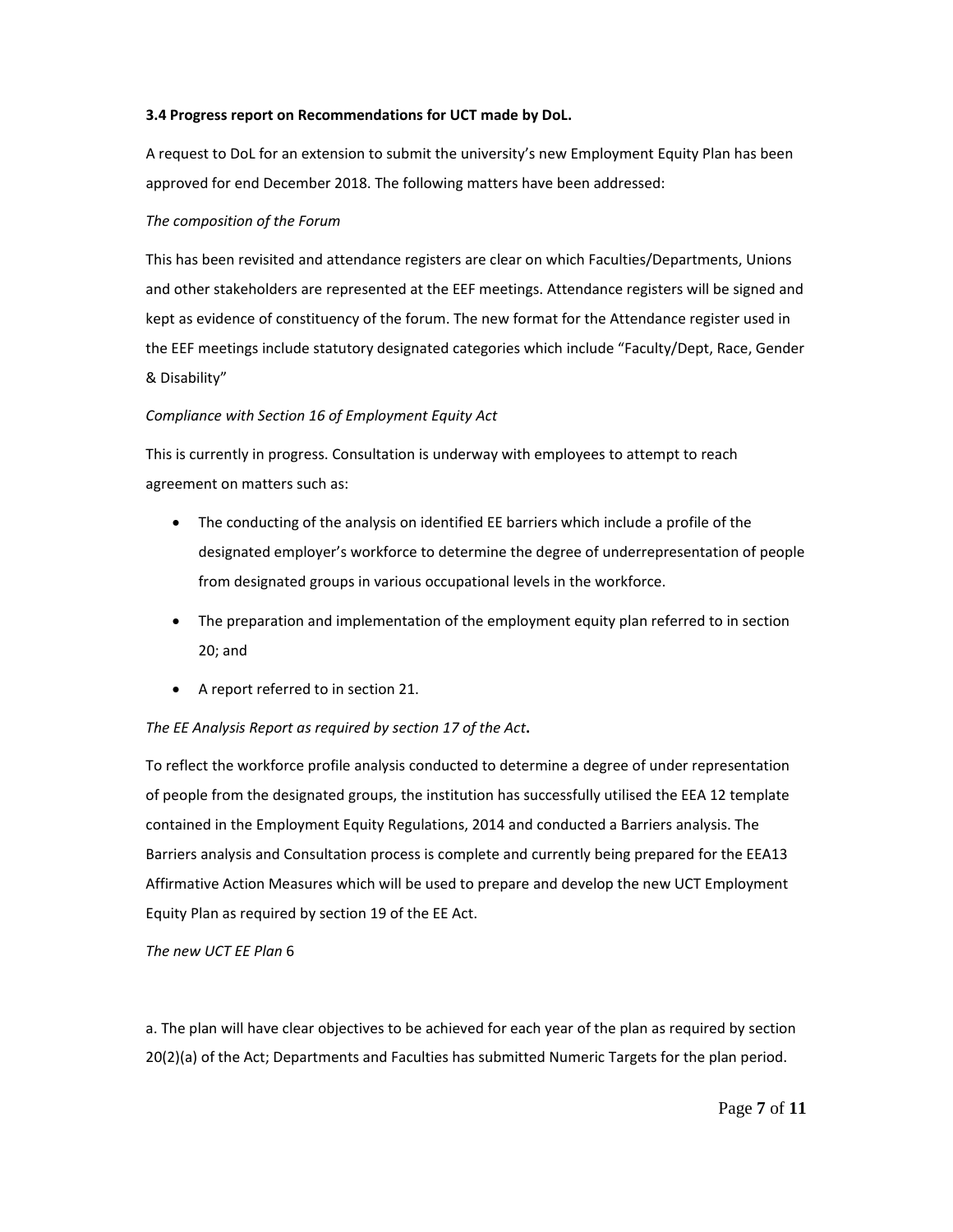**3.4 Progress report on Recommendations for UCT made by DoL.**

A request to DoL for an extension to submit the university's new Employment Equity Plan has been approved for end December 2018. The following matters have been addressed:

*The composition of the Forum*

This has been revisited and attendance registers are clear on which Faculties/Departments, Unions and other stakeholders are represented at the EEF meetings. Attendance registers will be signed and kept as evidence of constituency of the forum. The new format for the Attendance register used in the EEF meetings include statutory designated categories which include "Faculty/Dept, Race, Gender & Disability"

*Compliance with Section 16 of Employment Equity Act*

This is currently in progress. Consultation is underway with employees to attempt to reach agreement on matters such as:

- The conducting of the analysis on identified EE barriers which include a profile of the designated employer's workforce to determine the degree of underrepresentation of people from designated groups in various occupational levels in the workforce.
- The preparation and implementation of the employment equity plan referred to in section 20; and
- A report referred to in section 21.

*The EE Analysis Report as required by section 17 of the Act***.**

To reflect the workforce profile analysis conducted to determine a degree of under representation of people from the designated groups, the institution has successfully utilised the EEA 12 template contained in the Employment Equity Regulations, 2014 and conducted a Barriers analysis. The Barriers analysis and Consultation process is complete and currently being prepared for the EEA13 Affirmative Action Measures which will be used to prepare and develop the new UCT Employment Equity Plan as required by section 19 of the EE Act.

*The new UCT EE Plan* 6

a. The plan will have clear objectives to be achieved for each year of the plan as required by section 20(2)(a) of the Act; Departments and Faculties has submitted Numeric Targets for the plan period.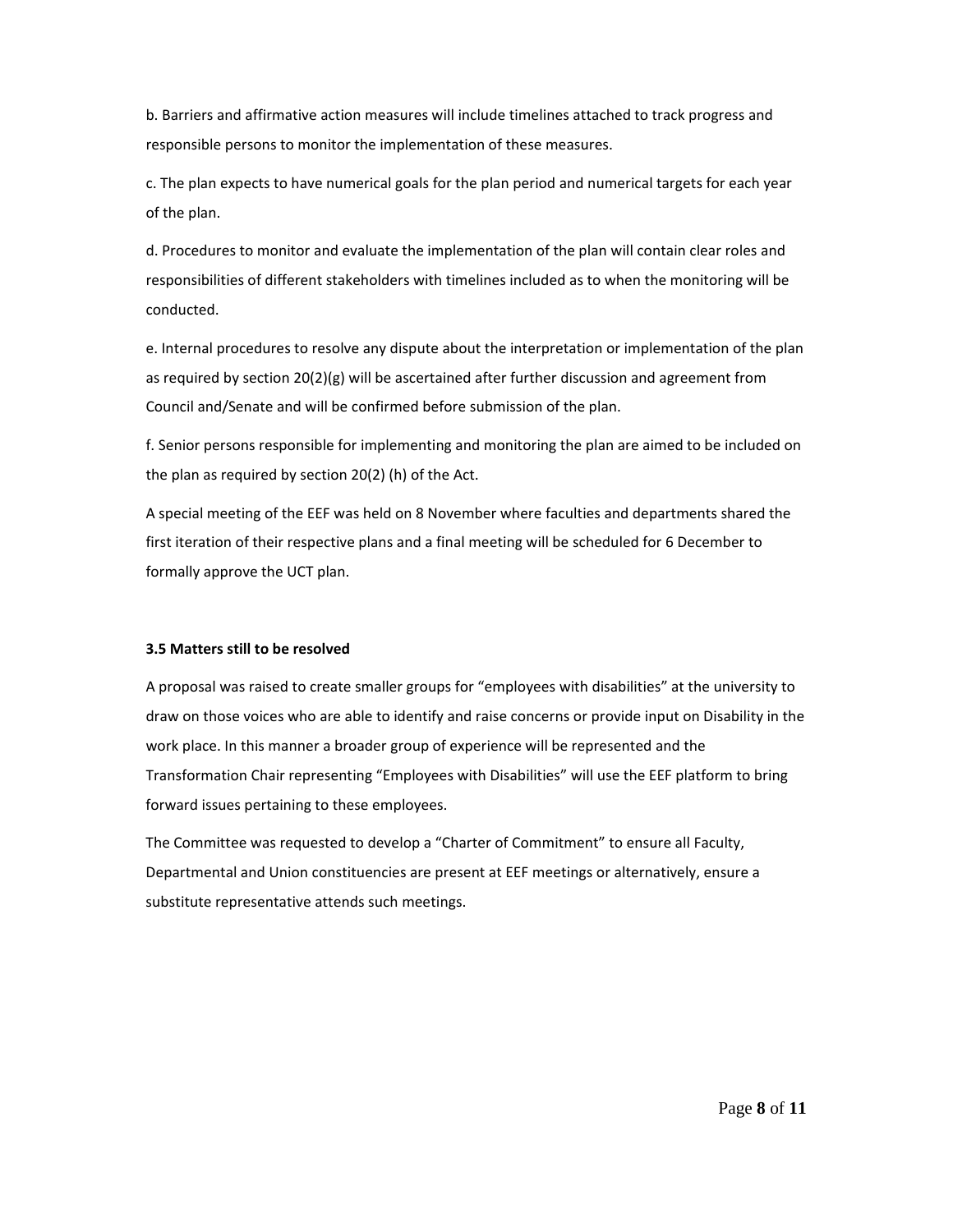b. Barriers and affirmative action measures will include timelines attached to track progress and responsible persons to monitor the implementation of these measures.

c. The plan expects to have numerical goals for the plan period and numerical targets for each year of the plan.

d. Procedures to monitor and evaluate the implementation of the plan will contain clear roles and responsibilities of different stakeholders with timelines included as to when the monitoring will be conducted.

e. Internal procedures to resolve any dispute about the interpretation or implementation of the plan as required by section 20(2)(g) will be ascertained after further discussion and agreement from Council and/Senate and will be confirmed before submission of the plan.

f. Senior persons responsible for implementing and monitoring the plan are aimed to be included on the plan as required by section 20(2) (h) of the Act.

A special meeting of the EEF was held on 8 November where faculties and departments shared the first iteration of their respective plans and a final meeting will be scheduled for 6 December to formally approve the UCT plan.

**3.5 Matters still to be resolved**

A proposal was raised to create smaller groups for "employees with disabilities" at the university to draw on those voices who are able to identify and raise concerns or provide input on Disability in the work place. In this manner a broader group of experience will be represented and the Transformation Chair representing "Employees with Disabilities" will use the EEF platform to bring forward issues pertaining to these employees.

The Committee was requested to develop a "Charter of Commitment" to ensure all Faculty, Departmental and Union constituencies are present at EEF meetings or alternatively, ensure a substitute representative attends such meetings.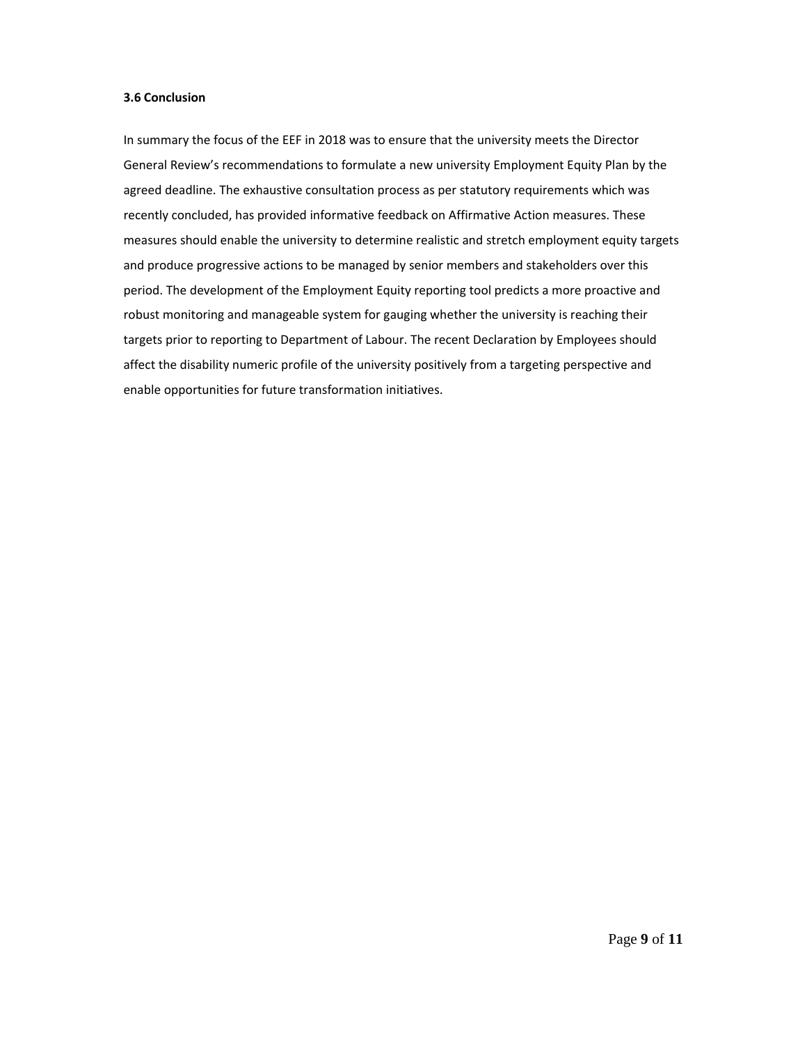### 3.6 Conclusion

In summary the focus of the EEF in 2018 was to ensure that the university meets the Director General Review's recommendations to formulate a new university Employment Equity Plan by the agreed deadline. The exhaustive consultation process as per statutory requirements which was recently concluded, has provided informative feedback on Affirmative Action measures. These measures should enable the university to determine realistic and stretch employment equity targets and produce progressive actions to be managed by senior members and stakeholders over this period. The development of the Employment Equity reporting tool predicts a more proactive and robust monitoring and manageable system for gauging whether the university is reaching their targets prior to reporting to Department of Labour. The recent Declaration by Employees should affect the disability numeric profile of the university positively from a targeting perspective and enable opportunities for future transformation initiatives.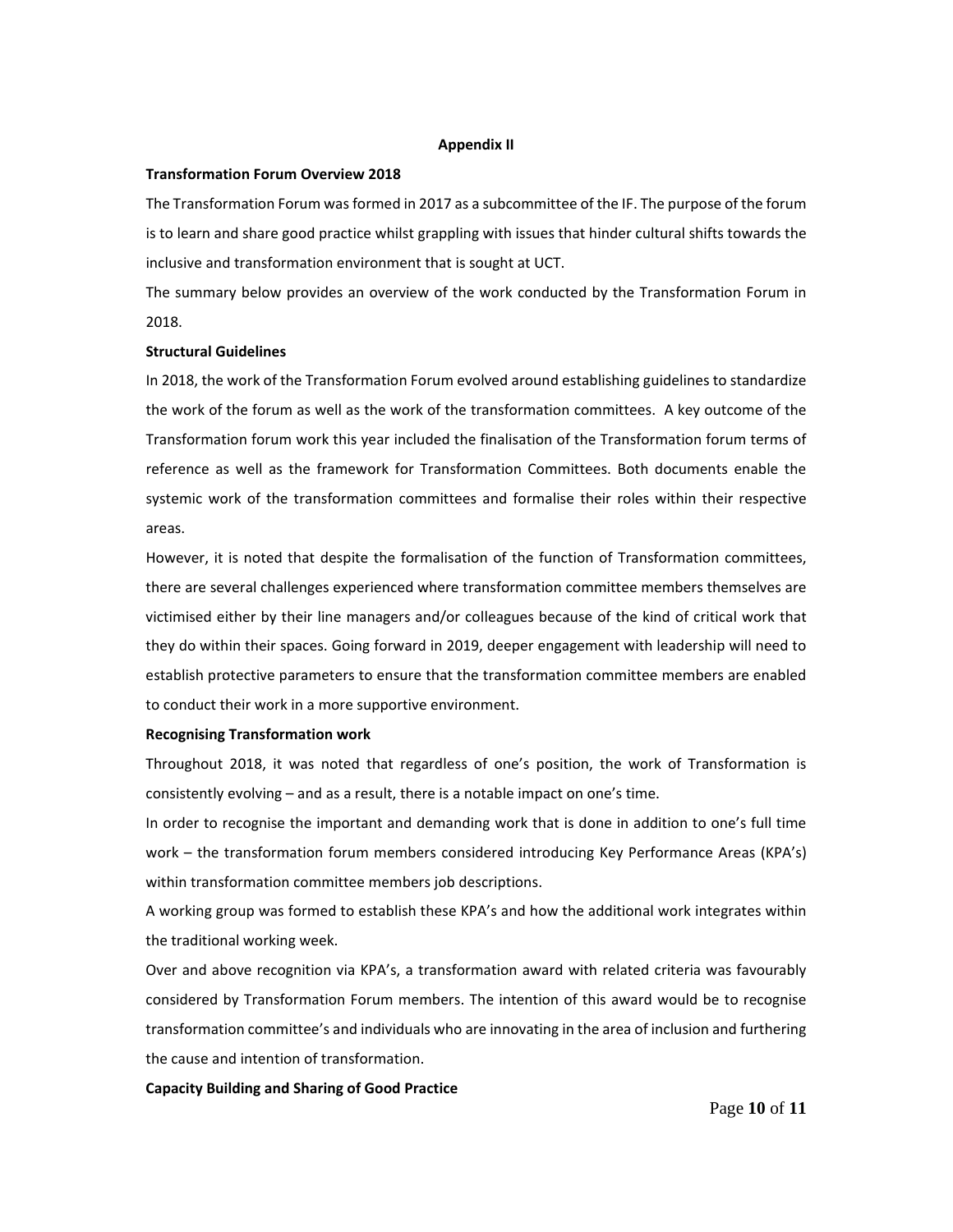**Appendix II**

**Transformation Forum Overview 2018**

The Transformation Forum was formed in 2017 as a subcommittee of the IF. The purpose of the forum is to learn and share good practice whilst grappling with issues that hinder cultural shifts towards the inclusive and transformation environment that is sought at UCT.

The summary below provides an overview of the work conducted by the Transformation Forum in 2018.

**Structural Guidelines**

In 2018, the work of the Transformation Forum evolved around establishing guidelines to standardize the work of the forum as well as the work of the transformation committees. A key outcome of the Transformation forum work this year included the finalisation of the Transformation forum terms of reference as well as the framework for Transformation Committees. Both documents enable the systemic work of the transformation committees and formalise their roles within their respective areas.

However, it is noted that despite the formalisation of the function of Transformation committees, there are several challenges experienced where transformation committee members themselves are victimised either by their line managers and/or colleagues because of the kind of critical work that they do within their spaces. Going forward in 2019, deeper engagement with leadership will need to establish protective parameters to ensure that the transformation committee members are enabled to conduct their work in a more supportive environment.

**Recognising Transformation work**

Throughout 2018, it was noted that regardless of one's position, the work of Transformation is consistently evolving – and as a result, there is a notable impact on one's time.

In order to recognise the important and demanding work that is done in addition to one's full time work – the transformation forum members considered introducing Key Performance Areas (KPA's) within transformation committee members job descriptions.

A working group was formed to establish these KPA's and how the additional work integrates within the traditional working week.

Over and above recognition via KPA's, a transformation award with related criteria was favourably considered by Transformation Forum members. The intention of this award would be to recognise transformation committee's and individuals who are innovating in the area of inclusion and furthering the cause and intention of transformation.

**Capacity Building and Sharing of Good Practice**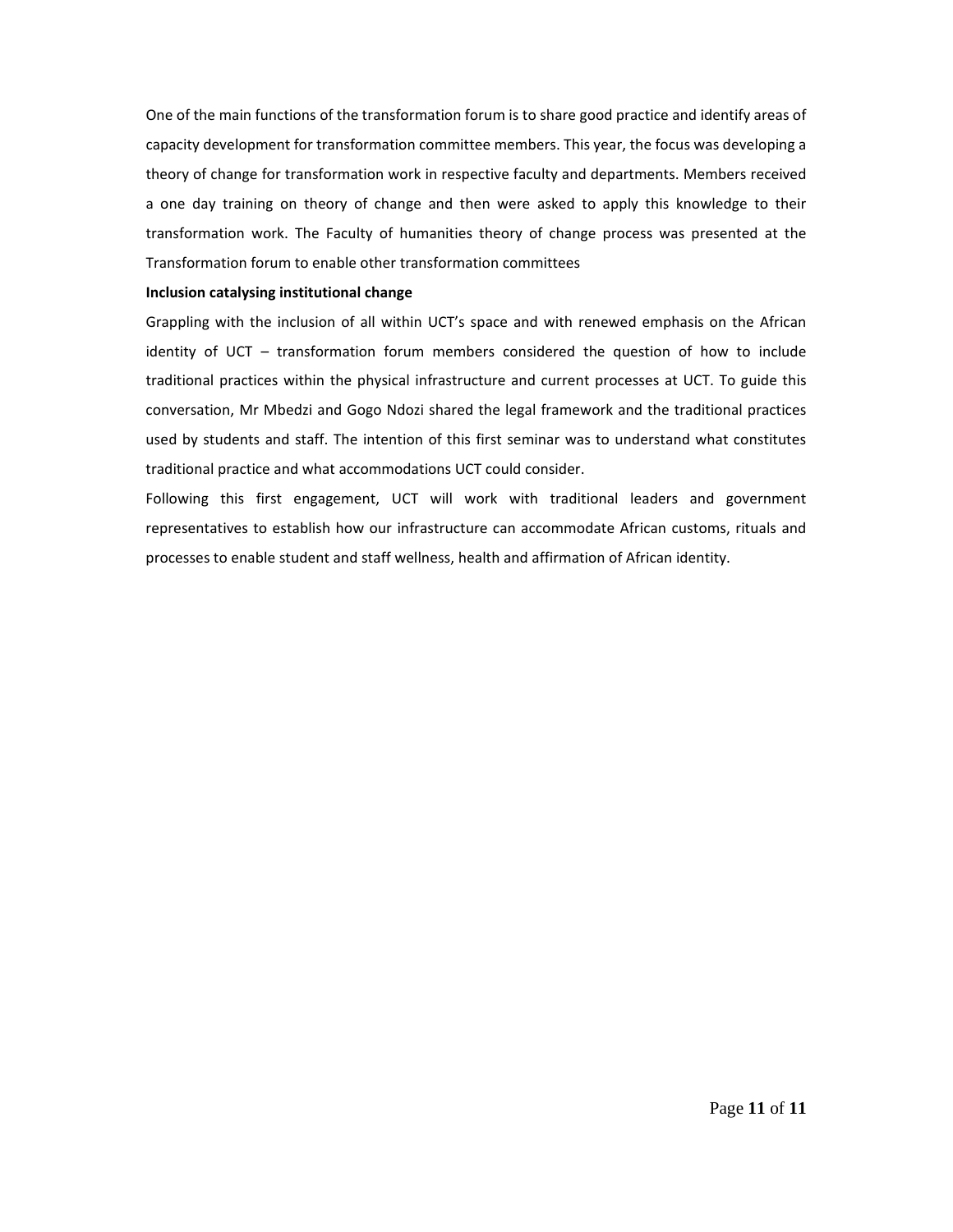One of the main functions of the transformation forum is to share good practice and identify areas of capacity development for transformation committee members. This year, the focus was developing a theory of change for transformation work in respective faculty and departments. Members received a one day training on theory of change and then were asked to apply this knowledge to their transformation work. The Faculty of humanities theory of change process was presented at the Transformation forum to enable other transformation committees

**Inclusion catalysing institutional change**

Grappling with the inclusion of all within UCT's space and with renewed emphasis on the African identity of UCT – transformation forum members considered the question of how to include traditional practices within the physical infrastructure and current processes at UCT. To guide this conversation, Mr Mbedzi and Gogo Ndozi shared the legal framework and the traditional practices used by students and staff. The intention of this first seminar was to understand what constitutes traditional practice and what accommodations UCT could consider.

Following this first engagement, UCT will work with traditional leaders and government representatives to establish how our infrastructure can accommodate African customs, rituals and processes to enable student and staff wellness, health and affirmation of African identity.